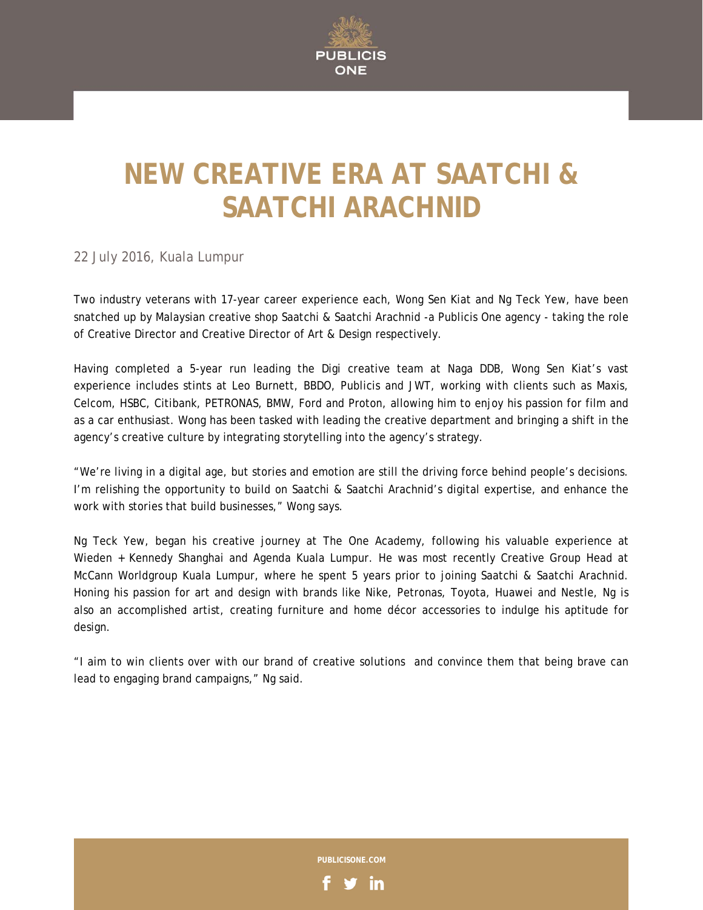# NEW CREATIVE ERA AT SAATCHI & SAATCHI ARACHNID

22 July 2016, Kuala Lumpur

Two industry veterans with 17-year career experience each, Wong Sen Kiat and Ng Teck Yew, have been snatched up by Malaysian creative shop Saatchi & Saatchi Arachnid -a Publicis One agency - taking the role of Creative Director and Creative Director of Art & Design respectively.

Having completed a 5-year run leading the Digi creative team at Naga DDB, Wong Sen Kiat's vast experience includes stints at Leo Burnett, BBDO, Publicis and JWT, working with clients such as Maxis, Celcom, HSBC, Citibank, PETRONAS, BMW, Ford and Proton, allowing him to enjoy his passion for film and as a car enthusiast. Wong has been tasked with leading the creative department and bringing a shift in the agency's creative culture by integrating storytelling into the agency's strategy.

"We're living in a digital age, but stories and emotion are still the driving force behind people's decisions. I'm relishing the opportunity to build on Saatchi & Saatchi Arachnid's digital expertise, and enhance the work with stories that build businesses," Wong says.

Ng Teck Yew, began his creative journey at The One Academy, following his valuable experience at Wieden + Kennedy Shanghai and Agenda Kuala Lumpur. He was most recently Creative Group Head at McCann Worldgroup Kuala Lumpur, where he spent 5 years prior to joining Saatchi & Saatchi Arachnid. Honing his passion for art and design with brands like Nike, Petronas, Toyota, Huawei and Nestle, Ng is also an accomplished artist, creating furniture and home décor accessories to indulge his aptitude for design.

"I aim to win clients over with our brand of creative solutions and convince them that being brave can lead to engaging brand campaigns," Ng said.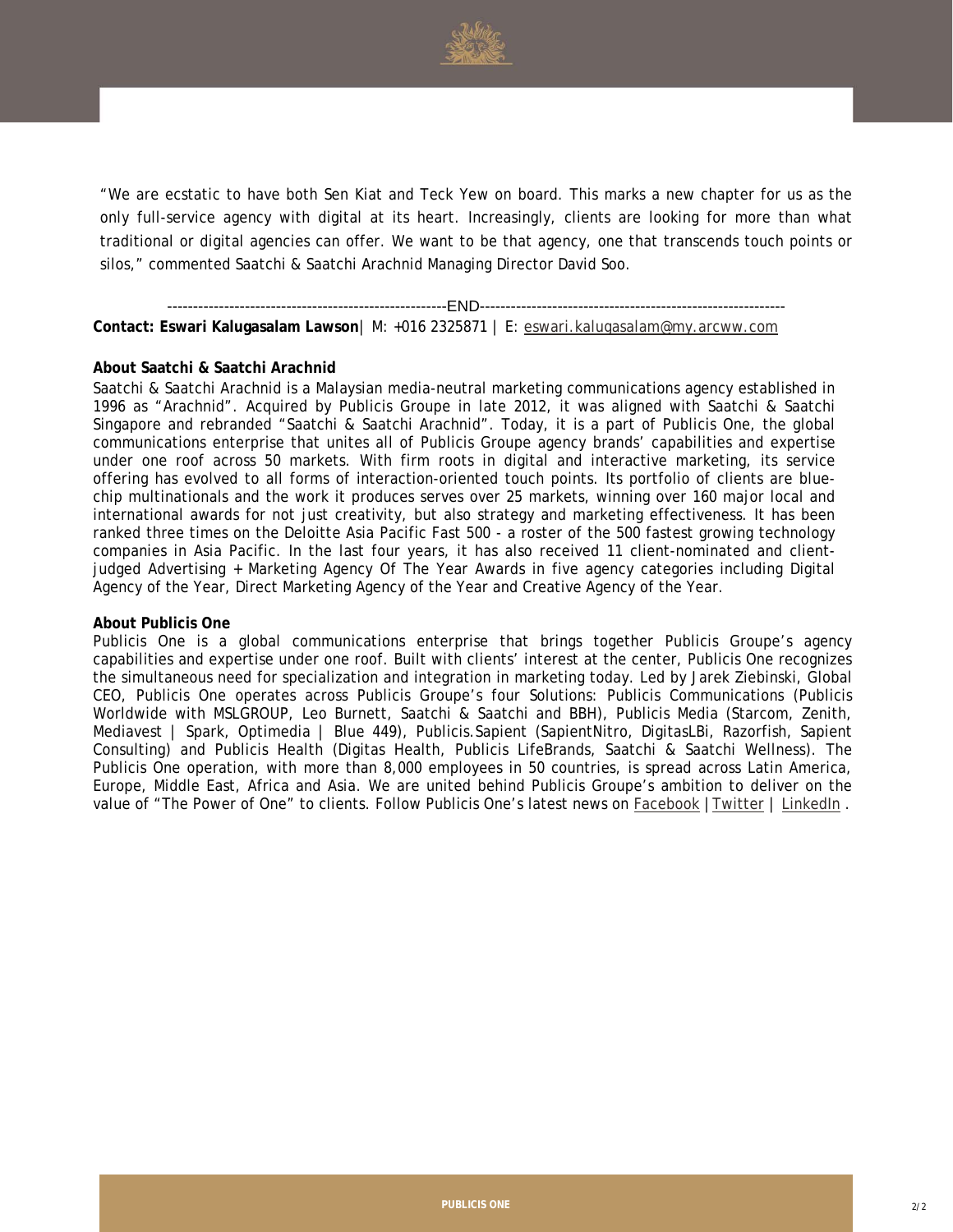"We are ecstatic to have both Sen Kiat and Teck Yew on board. This marks a new chapter for us as the only full-service agency with digital at its heart. Increasingly, clients are looking for more than what traditional or digital agencies can offer. We want to be that agency, one that transcends touch points or silos," commented Saatchi & Saatchi Arachnid Managing Director David Soo.

-------------------------------------------------------END-----------------------------------------------------------

**Contact: Eswari Kalugasalam Lawson**| M: +016 2325871 | E: eswari.kalugasalam@my.arcww.com

**About Saatchi & Saatchi Arachnid**

Saatchi & Saatchi Arachnid is a Malaysian media-neutral marketing communications agency established in 1996 as "Arachnid". Acquired by Publicis Groupe in late 2012, it was aligned with Saatchi & Saatchi Singapore and rebranded "Saatchi & Saatchi Arachnid". Today, it is a part of Publicis One, the global communications enterprise that unites all of Publicis Groupe agency brands' capabilities and expertise under one roof across 50 markets. With firm roots in digital and interactive marketing, its service offering has evolved to all forms of interaction-oriented touch points. Its portfolio of clients are blue-chip multinationals and the work it produces serves over 25 markets, winning over 160 major local and international awards for not just creativity, but also strategy and marketing effectiveness. It has been ranked three times on the Deloitte Asia Pacific Fast 500 - a roster of the 500 fastest growing technology companies in Asia Pacific. In the last four years, it has also received 11 client-nominated and client-judged Advertising + Marketing Agency Of The Year Awards in five agency categories including Digital Agency of the Year, Direct Marketing Agency of the Year and Creative Agency of the Year.

**About Publicis One**

Publicis One is a global communications enterprise that brings together Publicis Groupe's agency capabilities and expertise under one roof. Built with clients' interest at the center, Publicis One recognizes the simultaneous need for specialization and integration in marketing today. Led by Jarek Ziebinski, Global CEO, Publicis One operates across Publicis Groupe's four Solutions: Publicis Communications (Publicis Worldwide with MSLGROUP, Leo Burnett, Saatchi & Saatchi and BBH), Publicis Media (Starcom, Zenith, Mediavest | Spark, Optimedia | Blue 449), Publicis.Sapient (SapientNitro, DigitasLBi, Razorfish, Sapient Consulting) and Publicis Health (Digitas Health, Publicis LifeBrands, Saatchi & Saatchi Wellness). The Publicis One operation, with more than 8,000 employees in 50 countries, is spread across Latin America, Europe, Middle East, Africa and Asia. We are united behind Publicis Groupe's ambition to deliver on the value of "The Power of One" to clients. Follow Publicis One's latest news on Facebook | Twitter | LinkedIn .